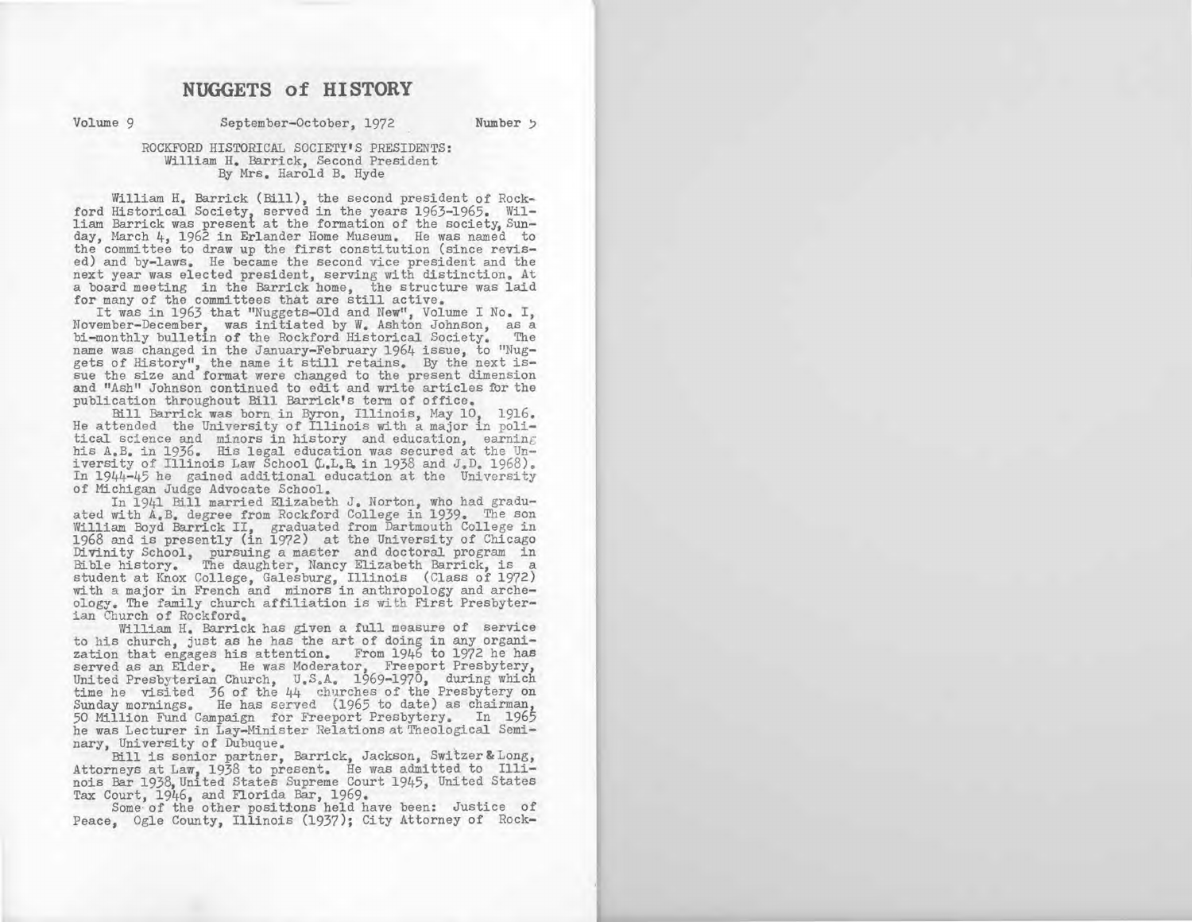# NUGGETS of HISTORY

Volume 9 September-October, 1972 Number 5

ROCKFORD HISTORICAL SOCIETY'S PRESIDENTS:
William H. Barrick, Second President
By Mrs. Harold B. Hyde

William H. Barrick (Bill), the second president of Rockford Historical Society, served in the years 1963-1965. William Barrick was present at the formation of the society, Sunday, March 4, 1962 in Erlander Home Museum. He was named to the committee to draw up the first constitution (since revised) and by-laws. He became the second vice president and the next year was elected president, serving with distinction. At a board meeting in the Barrick home, the structure was laid for many of the committees that are still active.

It was in 1963 that "Nuggets-Old and New", Volume I No. I, November-December, was initiated by W. Ashton Johnson, as a bi-monthly bulletin of the Rockford Historical Society. The name was changed in the January-February 1964 issue, to "Nuggets of History", the name it still retains. By the next issue the size and format were changed to the present dimension and "Ash" Johnson continued to edit and write articles for the publication throughout Bill Barrick's term of office.

Bill Barrick was born in Byron, Illinois, May 10, 1916. He attended the University of Illinois with a major in political science and minors in history and education, earning his A.B. in 1936. His legal education was secured at the University of Illinois Law School (L.L.B. in 1938 and J.D. 1968). In 1944-45 he gained additional education at the University of Michigan Judge Advocate School.

In 1941 Bill married Elizabeth J. Norton, who had graduated with A.B. degree from Rockford College in 1939. The son William Boyd Barrick II, graduated from Dartmouth College in 1968 and is presently (in 1972) at the University of Chicago Divinity School, pursuing a master and doctoral program in Bible history. The daughter, Nancy Elizabeth Barrick, is a student at Knox College, Galesburg, Illinois (Class of 1972) with a major in French and minors in anthropology and archeology. The family church affiliation is with First Presbyterian Church of Rockford.

William H. Barrick has given a full measure of service to his church, just as he has the art of doing in any organization that engages his attention. From 1946 to 1972 he has served as an Elder. He was Moderator, Freeport Presbytery, United Presbyterian Church, U.S.A. 1969-1970, during which time he visited 36 of the 44 churches of the Presbytery on Sunday mornings. He has served (1965 to date) as chairman, 50 Million Fund Campaign for Freeport Presbytery. In 1965 he was Lecturer in Lay-Minister Relations at Theological Seminary, University of Dubuque.

Bill is senior partner, Barrick, Jackson, Switzer & Long, Attorneys at Law, 1938 to present. He was admitted to Illinois Bar 1938, United States Supreme Court 1945, United States Tax Court, 1946, and Florida Bar, 1969.

Some of the other positions held have been: Justice of Peace, Ogle County, Illinois (1937); City Attorney of Rock-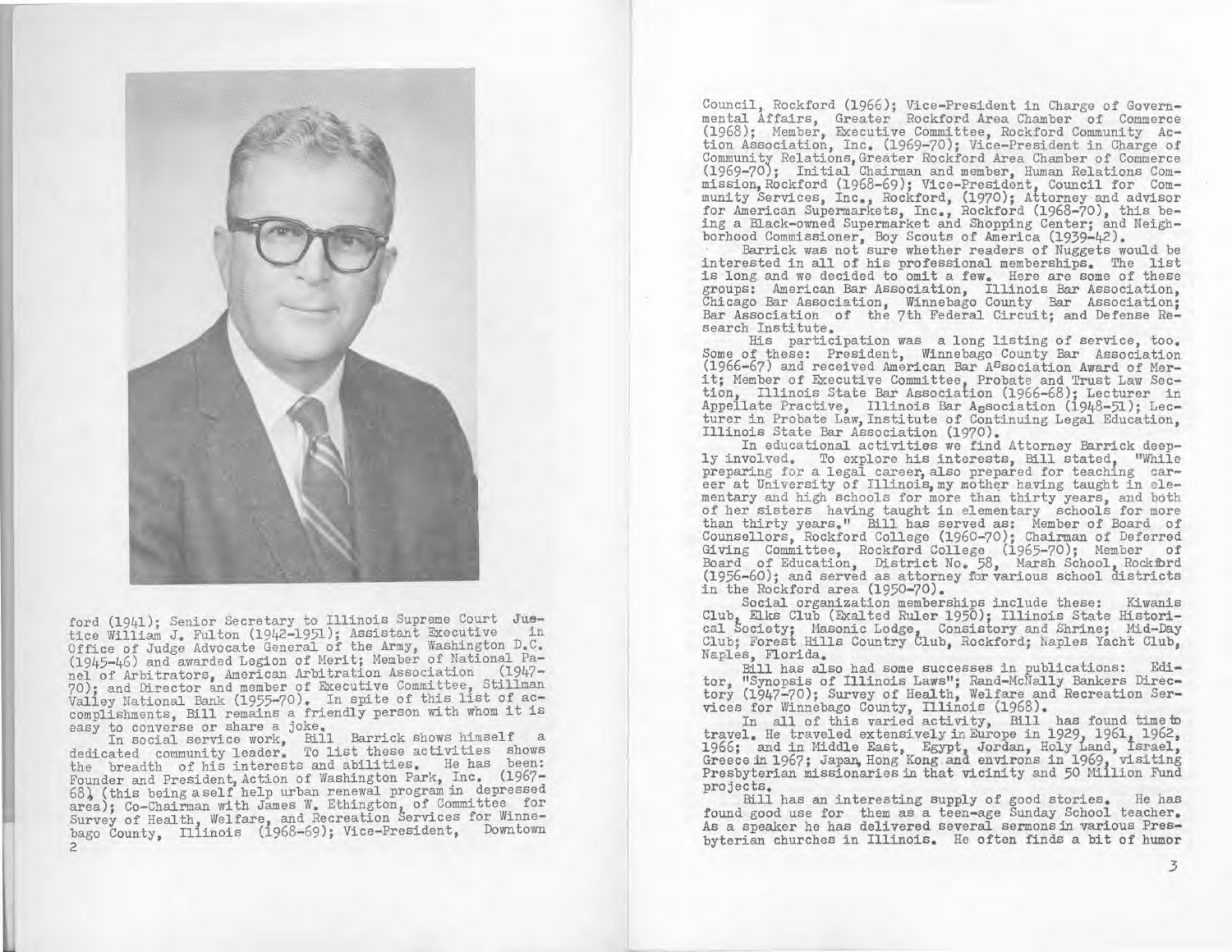ford (1941); Senior Secretary to Illinois Supreme Court Justice William J. Fulton (1942-1951); Assistant Executive in Office of Judge Advocate General of the Army, Washington D.C. (1945-46) and awarded Legion of Merit; Member of National Panel of Arbitrators, American Arbitration Association (1947-70); and Director and member of Executive Committee, Stillman Valley National Bank (1955-70). In spite of this list of accomplishments, Bill remains a friendly person with whom it is easy to converse or share a joke.

In social service work, Bill Barrick shows himself a dedicated community leader. To list these activities shows the breadth of his interests and abilities. He has been: Founder and President, Action of Washington Park, Inc. (1967-68), (this being a self help urban renewal program in depressed area); Co-Chairman with James W. Ethington, of Committee for Survey of Health, Welfare, and Recreation Services for Winnebago County, Illinois (1968-69); Vice-President, Downtown Council, Rockford (1966); Vice-President in Charge of Governmental Affairs, Greater Rockford Area Chamber of Commerce (1968); Member, Executive Committee, Rockford Community Action Association, Inc. (1969-70); Vice-President in Charge of Community Relations, Greater Rockford Area Chamber of Commerce (1969-70); Initial Chairman and member, Human Relations Commission, Rockford (1968-69); Vice-President, Council for Community Services, Inc., Rockford, (1970); Attorney and advisor for American Supermarkets, Inc., Rockford (1968-70), this being a Black-owned Supermarket and Shopping Center; and Neighborhood Commissioner, Boy Scouts of America (1939-42).

Barrick was not sure whether readers of Nuggets would be interested in all of his professional memberships. The list is long and we decided to omit a few. Here are some of these groups: American Bar Association, Illinois Bar Association, Chicago Bar Association, Winnebago County Bar Association; Bar Association of the 7th Federal Circuit; and Defense Research Institute.

His participation was a long listing of service, too. Some of these: President, Winnebago County Bar Association (1966-67) and received American Bar Association Award of Merit; Member of Executive Committee, Probate and Trust Law Section, Illinois State Bar Association (1966-68); Lecturer in Appellate Practive, Illinois Bar Association (1948-51); Lecturer in Probate Law, Institute of Continuing Legal Education, Illinois State Bar Association (1970).

In educational activities we find Attorney Barrick deeply involved. To explore his interests, Bill stated, "While preparing for a legal career, also prepared for teaching career at University of Illinois, my mother having taught in elementary and high schools for more than thirty years, and both of her sisters having taught in elementary schools for more than thirty years." Bill has served as: Member of Board of Counsellors, Rockford College (1960-70); Chairman of Deferred Giving Committee, Rockford College (1965-70); Member of Board of Education, District No. 58, Marsh School, Rockford (1956-60); and served as attorney for various school districts in the Rockford area (1950-70).

Social organization memberships include these: Kiwanis Club, Elks Club (Exalted Ruler 1950); Illinois State Historical Society; Masonic Lodge, Consistory and Shrine; Mid-Day Club; Forest Hills Country Club, Rockford; Naples Yacht Club, Naples, Florida.

Bill has also had some successes in publications: Editor, "Synopsis of Illinois Laws"; Rand-McNally Bankers Directory (1947-70); Survey of Health, Welfare and Recreation Services for Winnebago County, Illinois (1968).

In all of this varied activity, Bill has found time to travel. He traveled extensively in Europe in 1929, 1961, 1962, 1966; and in Middle East, Egypt, Jordan, Holy Land, Israel, Greece in 1967; Japan, Hong Kong and environs in 1969, visiting Presbyterian missionaries in that vicinity and 50 Million Fund projects.

Bill has an interesting supply of good stories. He has found good use for them as a teen-age Sunday School teacher. As a speaker he has delivered several sermons in various Presbyterian churches in Illinois. He often finds a bit of humor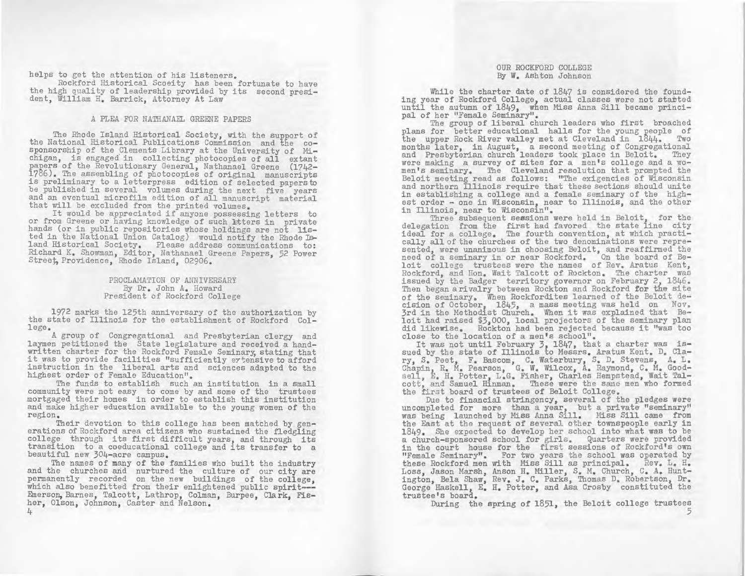helps to get the attention of his listeners.

Rockford Historical Scoeity has been fortunate to have the high quality of leadership provided by its second president, William H. Barrick, Attorney At Law

## A PLEA FOR NATHANAEL GREENE PAPERS

The Rhode Island Historical Society, with the support of the National Historical Publications Commission and the co-sponsorship of the Clements Library at the University of Michigan, is engaged in collecting photocopies of all extant papers of the Revolutionary General, Nathanael Greene (1742-1786). The assembling of photocopies of original manuscripts is preliminary to a letterpress edition of selected papers to be published in several volumes during the next five years and an eventual microfilm edition of all manuscript material that will be excluded from the printed volumes.

It would be appreciated if anyone possessing letters to or from Greene or having knowledge of such letters in private hands (or in public repositories whose holdings are not listed in the National Union Catalog) would notify the Rhode Island Historical Society. Please address communications to: Richard K. Showman, Editor, Nathanael Greene Papers, 52 Power Street, Providence, Rhode Island, 02906.

## PROCLAMATION OF ANNIVERSARY
By Dr. John A. Howard
President of Rockford College

1972 marks the 125th anniversary of the authorization by the state of Illinois for the establishment of Rockford College.

A group of Congregational and Presbyterian clergy and laymen petitioned the State legislature and received a handwritten charter for the Rockford Female Seminary, stating that it was to provide facilities "sufficiently extensive to afford instruction in the liberal arts and sciences adapted to the highest order of Female Education".

The funds to establish such an institution in a small community were not easy to come by and some of the trustees mortgaged their homes in order to establish this institution and make higher education available to the young women of the region.

Their devotion to this college has been matched by generations of Rockford area citizens who sustained the fledgling college through its first difficult years, and through its transition to a coeducational college and its transfer to a beautiful new 304-acre campus.

The names of many of the families who built the industry and the churches and nurtured the culture of our city are permanently recorded on the new buildings of the college, which also benefitted from their enlightened public spirit--- Emerson, Barnes, Talcott, Lathrop, Colman, Burpee, Clark, Fisher, Olson, Johnson, Caster and Nelson.

## OUR ROCKFORD COLLEGE
By W. Ashton Johnson

While the charter date of 1847 is considered the founding year of Rockford College, actual classes were not started until the autumn of 1849, when Miss Anna Sill became principal of her "Female Seminary".

The group of liberal church leaders who first broached plans for better educational halls for the young people of the upper Rock River valley met at Cleveland in 1844. Two months later, in August, a second meeting of Congregational and Presbyterian church leaders took place in Beloit. They were making a survey of sites for a men's college and a women's seminary. The Cleveland resolution that prompted the Beloit meeting read as follows: "The exigencies of Wisconsin and northern Illinois require that these sections should unite in establishing a college and a female seminary of the highest order - one in Wisconsin, near to Illinois, and the other in Illinois, near to Wisconsin".

Three subsequent sessions were held in Beloit, for the delegation from the first had favored the state line city ideal for a college. The fourth convention, at which practically all of the churches of the two denominations were represented, were unanimous in choosing Beloit, and reaffirmed the need of a seminary in or near Rockford. On the board of Beloit college trustees were the names of Rev. Aratus Kent, Rockford, and Hon. Wait Talcott of Rockton. The charter was issued by the Badger territory governor on February 2, 1846. Then began a rivalry between Rockton and Rockford for the site of the seminary. When Rockfordites learned of the Beloit decision of October, 1845, a mass meeting was held on Nov. 3rd in the Methodist Church. When it was explained that Beloit had raised $3,000, local projectors of the seminary plan did likewise. Rockton had been rejected because it "was too close to the location of a men's school".

It was not until February 3, 1847, that a charter was issued by the state of Illinois to Messrs. Aratus Kent, D. Clary, S. Peet, F. Bascom, C. Waterbury, S. D. Stevens, A. L. Chapin, R. M. Pearson, G. W. Wilcox, A. Raymond, C. M. Goodsell, E. H. Potter, L.G. Fisher, Charles Hempstead, Wait Talcott, and Samuel Hinman. These were the same men who formed the first board of trustees of Beloit College.

Due to financial stringency, several of the pledges were uncompleted for more than a year, but a private "seminary" was being launched by Miss Anna Sill. Miss Sill came from the East at the request of several other townspeople early in 1849. She expected to develop her school into what was to be a church-sponsored school for girls. Quarters were provided in the court house for the first sessions of Rockford's own "Female Seminary". For two years the school was operated by these Rockford men with Miss Sill as principal. Rev. L. H. Loss, Jason Marsh, Anson H. Miller, S. M. Church, C. A. Huntington, Bela Shaw, Rev. J. C. Parks, Thomas D. Robertson, Dr. George Haskell, E. H. Potter, and Asa Crosby constituted the trustee's board.

During the spring of 1851, the Beloit college trustees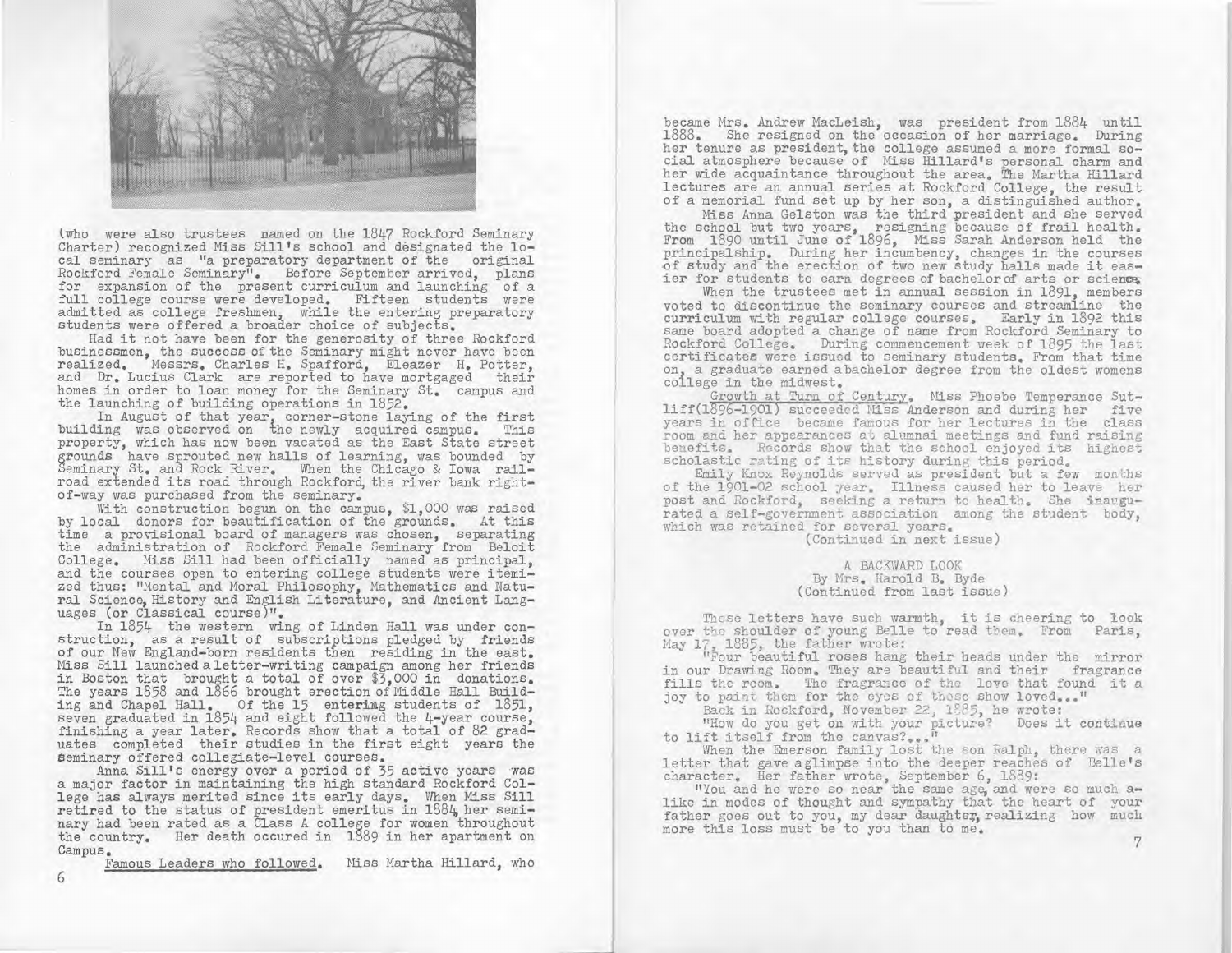(who were also trustees named on the 1847 Rockford Seminary Charter) recognized Miss Sill's school and designated the local seminary as "a preparatory department of the original Rockford Female Seminary". Before September arrived, plans for expansion of the present curriculum and launching of a full college course were developed. Fifteen students were admitted as college freshmen, while the entering preparatory students were offered a broader choice of subjects.

Had it not have been for the generosity of three Rockford businessmen, the success of the Seminary might never have been realized. Messrs. Charles H. Spafford, Eleazer H. Potter, and Dr. Lucius Clark are reported to have mortgaged their homes in order to loan money for the Seminary St. campus and the launching of building operations in 1852.

In August of that year, corner-stone laying of the first building was observed on the newly acquired campus. This property, which has now been vacated as the East State street grounds have sprouted new halls of learning, was bounded by Seminary St. and Rock River. When the Chicago & Iowa railroad extended its road through Rockford, the river bank right-of-way was purchased from the seminary.

With construction begun on the campus, $1,000 was raised by local donors for beautification of the grounds. At this time a provisional board of managers was chosen, separating the administration of Rockford Female Seminary from Beloit College. Miss Sill had been officially named as principal, and the courses open to entering college students were itemized thus: "Mental and Moral Philosophy, Mathematics and Natural Science, History and English Literature, and Ancient Languages (or Classical course)".

In 1854 the western wing of Linden Hall was under construction, as a result of subscriptions pledged by friends of our New England-born residents then residing in the east. Miss Sill launched a letter-writing campaign among her friends in Boston that brought a total of over $3,000 in donations. The years 1858 and 1866 brought erection of Middle Hall Building and Chapel Hall. Of the 15 entering students of 1851, seven graduated in 1854 and eight followed the 4-year course, finishing a year later. Records show that a total of 82 graduates completed their studies in the first eight years the seminary offered collegiate-level courses.

Anna Sill's energy over a period of 35 active years was a major factor in maintaining the high standard Rockford College has always merited since its early days. When Miss Sill retired to the status of president emeritus in 1884, her seminary had been rated as a Class A college for women throughout the country. Her death occured in 1889 in her apartment on Campus.

Famous Leaders who followed. Miss Martha Hillard, who became Mrs. Andrew MacLeish, was president from 1884 until 1888. She resigned on the occasion of her marriage. During her tenure as president, the college assumed a more formal social atmosphere because of Miss Hillard's personal charm and her wide acquaintance throughout the area. The Martha Hillard lectures are an annual series at Rockford College, the result of a memorial fund set up by her son, a distinguished author.

Miss Anna Gelston was the third president and she served the school but two years, resigning because of frail health. From 1890 until June of 1896, Miss Sarah Anderson held the principalship. During her incumbency, changes in the courses of study and the erection of two new study halls made it easier for students to earn degrees of bachelor of arts or science.

When the trustees met in annual session in 1891, members voted to discontinue the seminary courses and streamline the curriculum with regular college courses. Early in 1892 this same board adopted a change of name from Rockford Seminary to Rockford College. During commencement week of 1895 the last certificates were issued to seminary students. From that time on, a graduate earned a bachelor degree from the oldest womens college in the midwest.

Growth at Turn of Century. Miss Phoebe Temperance Sutliff(1896-1901) succeeded Miss Anderson and during her five years in office became famous for her lectures in the class room and her appearances at alumnai meetings and fund raising benefits. Records show that the school enjoyed its highest scholastic rating of its history during this period.

Emily Knox Reynolds served as president but a few months of the 1901-02 school year. Illness caused her to leave her post and Rockford, seeking a return to health. She inaugurated a self-government association among the student body, which was retained for several years.

(Continued in next issue)

## A BACKWARD LOOK

By Mrs. Harold B. Byde
(Continued from last issue)

These letters have such warmth, it is cheering to look over the shoulder of young Belle to read them. From Paris, May 17, 1885, the father wrote:

"Four beautiful roses hang their heads under the mirror in our Drawing Room. They are beautiful and their fragrance fills the room. The fragrance of the love that found it a joy to paint them for the eyes of those she loved..."

Back in Rockford, November 22, 1885, he wrote:

"How do you get on with your picture? Does it continue to lift itself from the canvas?..."

When the Emerson family lost the son Ralph, there was a letter that gave a glimpse into the deeper reaches of Belle's character. Her father wrote, September 6, 1889:

"You and he were so near the same age, and were so much alike in modes of thought and sympathy that the heart of your father goes out to you, my dear daughter, realizing how much more this loss must be to you than to me.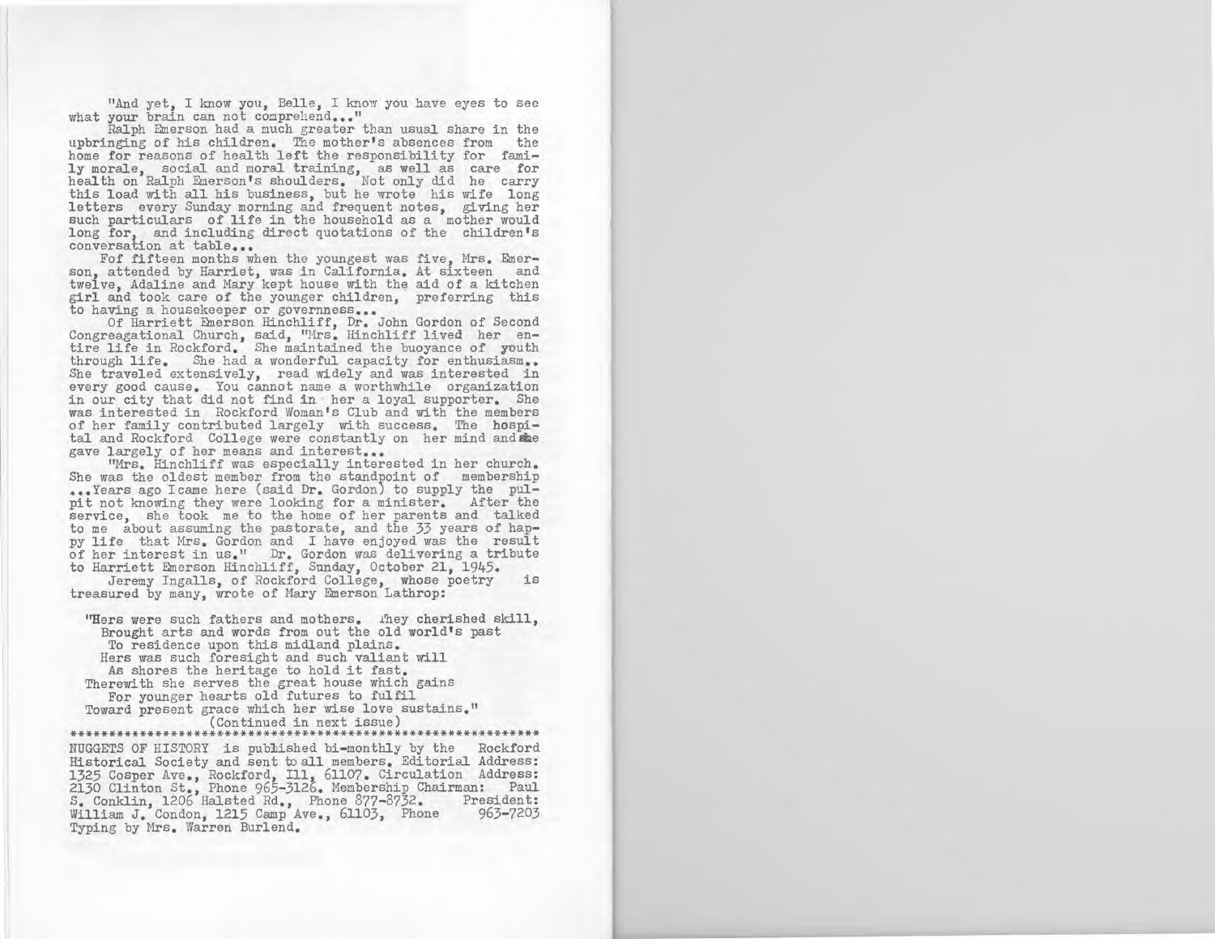"And yet, I know you, Belle, I know you have eyes to see what your brain can not comprehend..."

Ralph Emerson had a much greater than usual share in the upbringing of his children. The mother's absences from the home for reasons of health left the responsibility for family morale, social and moral training, as well as care for health on Ralph Emerson's shoulders. Not only did he carry this load with all his business, but he wrote his wife long letters every Sunday morning and frequent notes, giving her such particulars of life in the household as a mother would long for, and including direct quotations of the children's conversation at table...

Fof fifteen months when the youngest was five, Mrs. Emerson, attended by Harriet, was in California. At sixteen and twelve, Adaline and Mary kept house with the aid of a kitchen girl and took care of the younger children, preferring this to having a housekeeper or governness...

Of Harriett Emerson Hinchliff, Dr. John Gordon of Second Congreagational Church, said, "Mrs. Hinchliff lived her entire life in Rockford. She maintained the buoyance of youth through life. She had a wonderful capacity for enthusiasm.. She traveled extensively, read widely and was interested in every good cause. You cannot name a worthwhile organization in our city that did not find in her a loyal supporter. She was interested in Rockford Woman's Club and with the members of her family contributed largely with success. The hospital and Rockford College were constantly on her mind and she gave largely of her means and interest...

"Mrs. Hinchliff was especially interested in her church. She was the oldest member from the standpoint of membership ...Years ago I came here (said Dr. Gordon) to supply the pulpit not knowing they were looking for a minister. After the service, she took me to the home of her parents and talked to me about assuming the pastorate, and the 33 years of happy life that Mrs. Gordon and I have enjoyed was the result of her interest in us." Dr. Gordon was delivering a tribute to Harriett Emerson Hinchliff, Sunday, October 21, 1945.

Jeremy Ingalls, of Rockford College, whose poetry is treasured by many, wrote of Mary Emerson Lathrop:

"Hers were such fathers and mothers. They cherished skill,
Brought arts and words from out the old world's past
To residence upon this midland plains.
Hers was such foresight and such valiant will
As shores the heritage to hold it fast.
Therewith she serves the great house which gains
For younger hearts old futures to fulfil
Toward present grace which her wise love sustains."

(Continued in next issue)

*********************************************************

NUGGETS OF HISTORY is published bi-monthly by the Rockford Historical Society and sent to all members. Editorial Address: 1325 Cosper Ave., Rockford, Ill, 61107. Circulation Address: 2130 Clinton St., Phone 965-3126. Membership Chairman: Paul S. Conklin, 1206 Halsted Rd., Phone 877-8732. President: William J. Condon, 1215 Camp Ave., 61103, Phone 963-7203 Typing by Mrs. Warren Burlend.